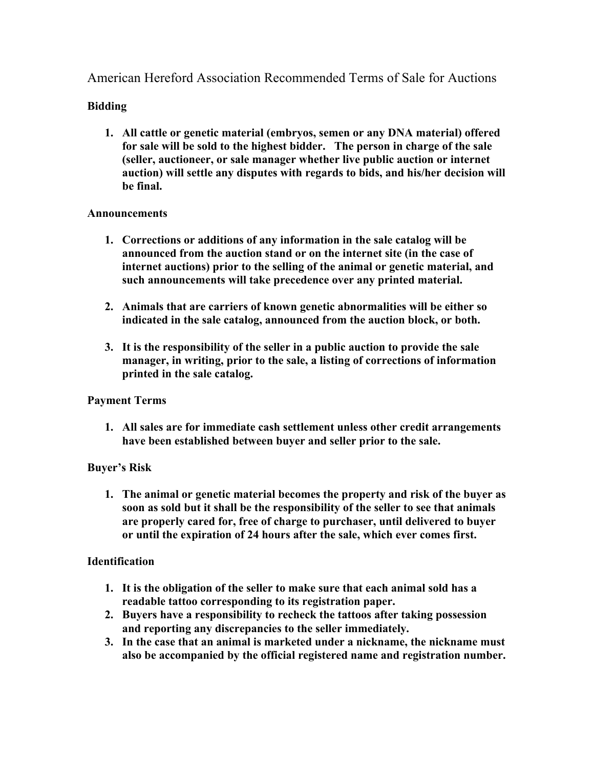# American Hereford Association Recommended Terms of Sale for Auctions

**Bidding**

1. **All cattle or genetic material (embryos, semen or any DNA material) offered for sale will be sold to the highest bidder. The person in charge of the sale (seller, auctioneer, or sale manager whether live public auction or internet auction) will settle any disputes with regards to bids, and his/her decision will be final.**

**Announcements**

1. **Corrections or additions of any information in the sale catalog will be announced from the auction stand or on the internet site (in the case of internet auctions) prior to the selling of the animal or genetic material, and such announcements will take precedence over any printed material.**

2. **Animals that are carriers of known genetic abnormalities will be either so indicated in the sale catalog, announced from the auction block, or both.**

3. **It is the responsibility of the seller in a public auction to provide the sale manager, in writing, prior to the sale, a listing of corrections of information printed in the sale catalog.**

**Payment Terms**

1. **All sales are for immediate cash settlement unless other credit arrangements have been established between buyer and seller prior to the sale.**

**Buyer's Risk**

1. **The animal or genetic material becomes the property and risk of the buyer as soon as sold but it shall be the responsibility of the seller to see that animals are properly cared for, free of charge to purchaser, until delivered to buyer or until the expiration of 24 hours after the sale, which ever comes first.**

**Identification**

1. **It is the obligation of the seller to make sure that each animal sold has a readable tattoo corresponding to its registration paper.**
2. **Buyers have a responsibility to recheck the tattoos after taking possession and reporting any discrepancies to the seller immediately.**
3. **In the case that an animal is marketed under a nickname, the nickname must also be accompanied by the official registered name and registration number.**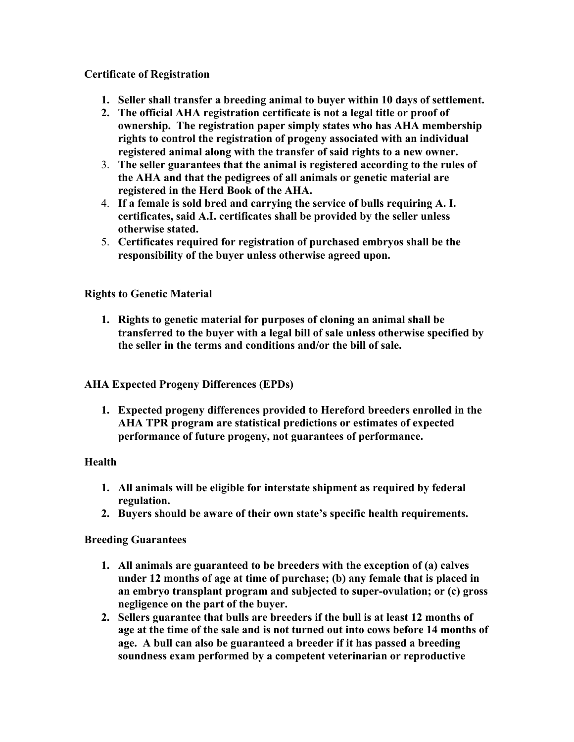**Certificate of Registration**

1. **Seller shall transfer a breeding animal to buyer within 10 days of settlement.**
2. **The official AHA registration certificate is not a legal title or proof of ownership. The registration paper simply states who has AHA membership rights to control the registration of progeny associated with an individual registered animal along with the transfer of said rights to a new owner.**
3. **The seller guarantees that the animal is registered according to the rules of the AHA and that the pedigrees of all animals or genetic material are registered in the Herd Book of the AHA.**
4. **If a female is sold bred and carrying the service of bulls requiring A. I. certificates, said A.I. certificates shall be provided by the seller unless otherwise stated.**
5. **Certificates required for registration of purchased embryos shall be the responsibility of the buyer unless otherwise agreed upon.**

**Rights to Genetic Material**

1. **Rights to genetic material for purposes of cloning an animal shall be transferred to the buyer with a legal bill of sale unless otherwise specified by the seller in the terms and conditions and/or the bill of sale.**

**AHA Expected Progeny Differences (EPDs)**

1. **Expected progeny differences provided to Hereford breeders enrolled in the AHA TPR program are statistical predictions or estimates of expected performance of future progeny, not guarantees of performance.**

**Health**

1. **All animals will be eligible for interstate shipment as required by federal regulation.**
2. **Buyers should be aware of their own state's specific health requirements.**

**Breeding Guarantees**

1. **All animals are guaranteed to be breeders with the exception of (a) calves under 12 months of age at time of purchase; (b) any female that is placed in an embryo transplant program and subjected to super-ovulation; or (c) gross negligence on the part of the buyer.**
2. **Sellers guarantee that bulls are breeders if the bull is at least 12 months of age at the time of the sale and is not turned out into cows before 14 months of age. A bull can also be guaranteed a breeder if it has passed a breeding soundness exam performed by a competent veterinarian or reproductive**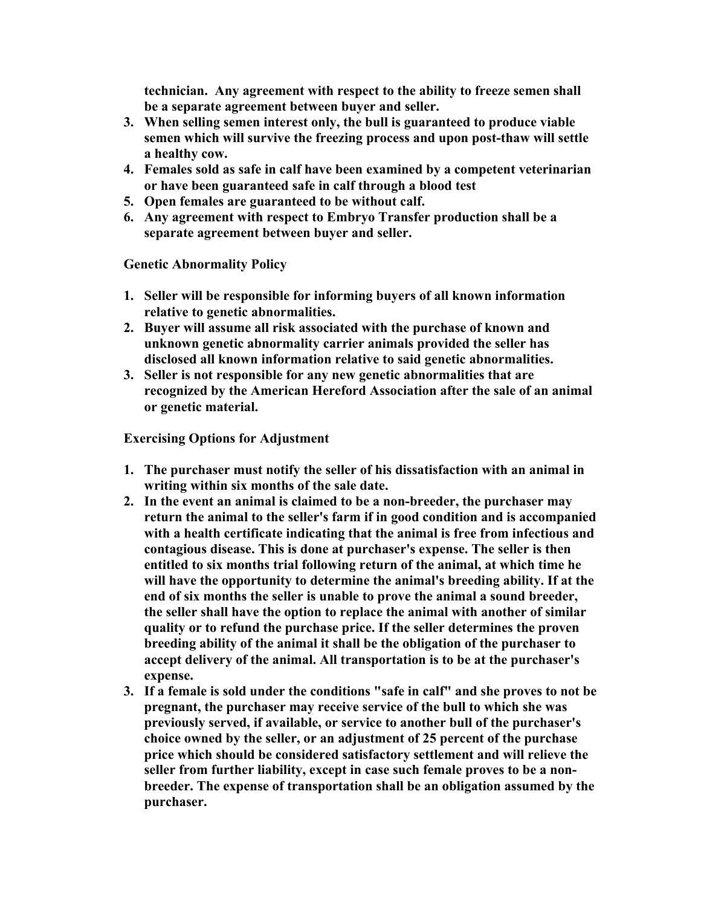**technician. Any agreement with respect to the ability to freeze semen shall be a separate agreement between buyer and seller.**

3. **When selling semen interest only, the bull is guaranteed to produce viable semen which will survive the freezing process and upon post-thaw will settle a healthy cow.**
4. **Females sold as safe in calf have been examined by a competent veterinarian or have been guaranteed safe in calf through a blood test**
5. **Open females are guaranteed to be without calf.**
6. **Any agreement with respect to Embryo Transfer production shall be a separate agreement between buyer and seller.**

**Genetic Abnormality Policy**

1. **Seller will be responsible for informing buyers of all known information relative to genetic abnormalities.**
2. **Buyer will assume all risk associated with the purchase of known and unknown genetic abnormality carrier animals provided the seller has disclosed all known information relative to said genetic abnormalities.**
3. **Seller is not responsible for any new genetic abnormalities that are recognized by the American Hereford Association after the sale of an animal or genetic material.**

**Exercising Options for Adjustment**

1. **The purchaser must notify the seller of his dissatisfaction with an animal in writing within six months of the sale date.**
2. **In the event an animal is claimed to be a non-breeder, the purchaser may return the animal to the seller's farm if in good condition and is accompanied with a health certificate indicating that the animal is free from infectious and contagious disease. This is done at purchaser's expense. The seller is then entitled to six months trial following return of the animal, at which time he will have the opportunity to determine the animal's breeding ability. If at the end of six months the seller is unable to prove the animal a sound breeder, the seller shall have the option to replace the animal with another of similar quality or to refund the purchase price. If the seller determines the proven breeding ability of the animal it shall be the obligation of the purchaser to accept delivery of the animal. All transportation is to be at the purchaser's expense.**
3. **If a female is sold under the conditions "safe in calf" and she proves to not be pregnant, the purchaser may receive service of the bull to which she was previously served, if available, or service to another bull of the purchaser's choice owned by the seller, or an adjustment of 25 percent of the purchase price which should be considered satisfactory settlement and will relieve the seller from further liability, except in case such female proves to be a non-breeder. The expense of transportation shall be an obligation assumed by the purchaser.**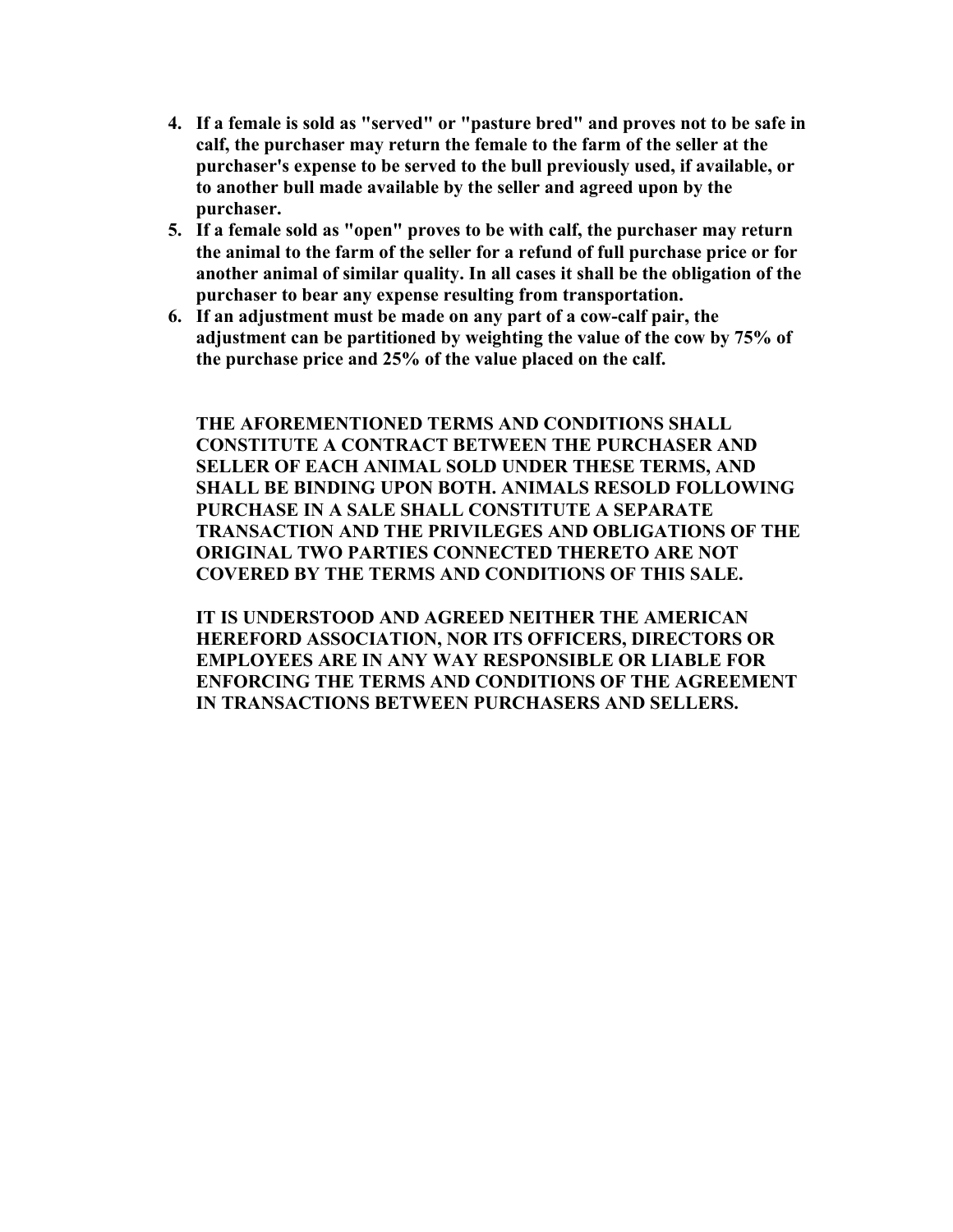4. **If a female is sold as "served" or "pasture bred" and proves not to be safe in calf, the purchaser may return the female to the farm of the seller at the purchaser's expense to be served to the bull previously used, if available, or to another bull made available by the seller and agreed upon by the purchaser.**
5. **If a female sold as "open" proves to be with calf, the purchaser may return the animal to the farm of the seller for a refund of full purchase price or for another animal of similar quality. In all cases it shall be the obligation of the purchaser to bear any expense resulting from transportation.**
6. **If an adjustment must be made on any part of a cow-calf pair, the adjustment can be partitioned by weighting the value of the cow by 75% of the purchase price and 25% of the value placed on the calf.**

**THE AFOREMENTIONED TERMS AND CONDITIONS SHALL CONSTITUTE A CONTRACT BETWEEN THE PURCHASER AND SELLER OF EACH ANIMAL SOLD UNDER THESE TERMS, AND SHALL BE BINDING UPON BOTH. ANIMALS RESOLD FOLLOWING PURCHASE IN A SALE SHALL CONSTITUTE A SEPARATE TRANSACTION AND THE PRIVILEGES AND OBLIGATIONS OF THE ORIGINAL TWO PARTIES CONNECTED THERETO ARE NOT COVERED BY THE TERMS AND CONDITIONS OF THIS SALE.**

**IT IS UNDERSTOOD AND AGREED NEITHER THE AMERICAN HEREFORD ASSOCIATION, NOR ITS OFFICERS, DIRECTORS OR EMPLOYEES ARE IN ANY WAY RESPONSIBLE OR LIABLE FOR ENFORCING THE TERMS AND CONDITIONS OF THE AGREEMENT IN TRANSACTIONS BETWEEN PURCHASERS AND SELLERS.**